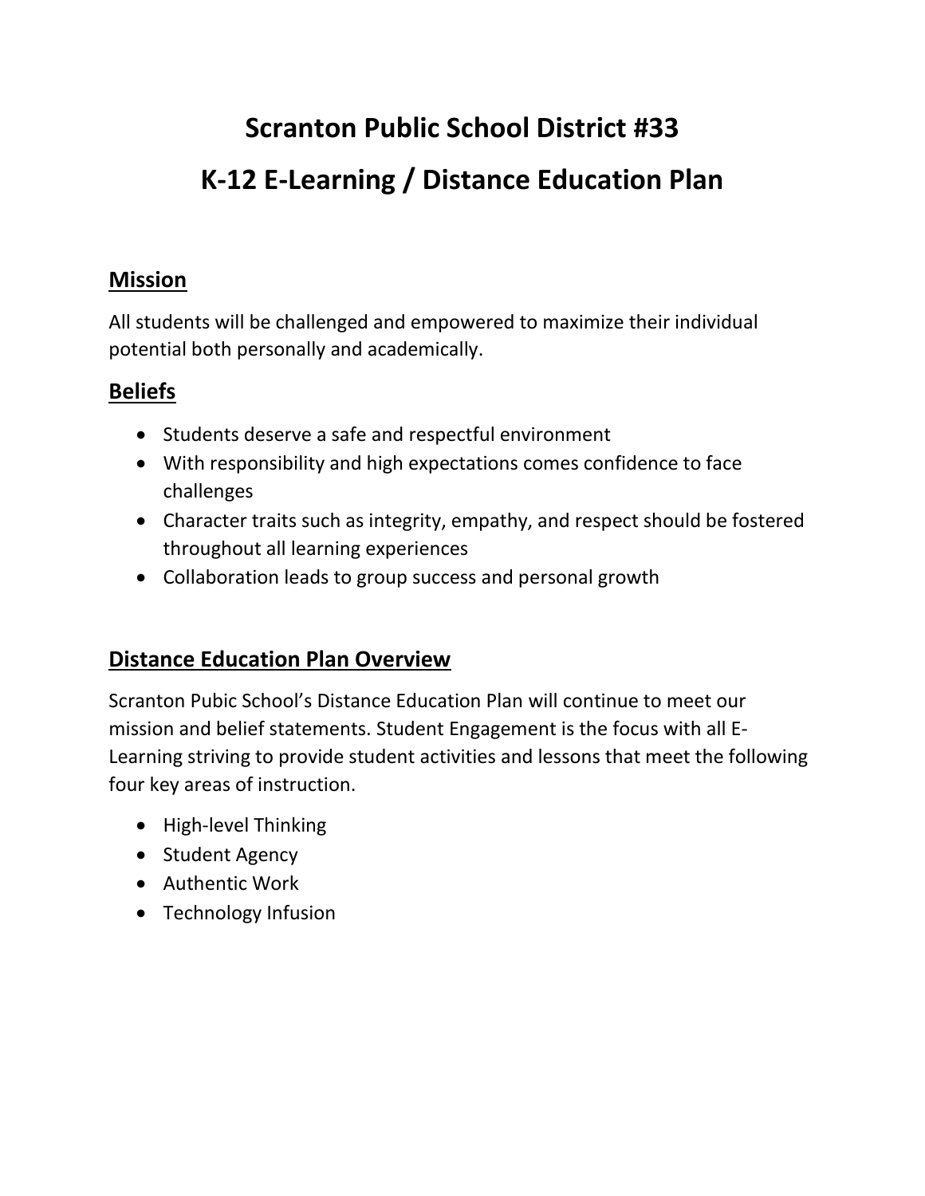# Scranton Public School District #33

# K-12 E-Learning / Distance Education Plan

## Mission

All students will be challenged and empowered to maximize their individual potential both personally and academically.

## Beliefs

- Students deserve a safe and respectful environment
- With responsibility and high expectations comes confidence to face challenges
- Character traits such as integrity, empathy, and respect should be fostered throughout all learning experiences
- Collaboration leads to group success and personal growth

## Distance Education Plan Overview

Scranton Pubic School's Distance Education Plan will continue to meet our mission and belief statements. Student Engagement is the focus with all E-Learning striving to provide student activities and lessons that meet the following four key areas of instruction.

- High-level Thinking
- Student Agency
- Authentic Work
- Technology Infusion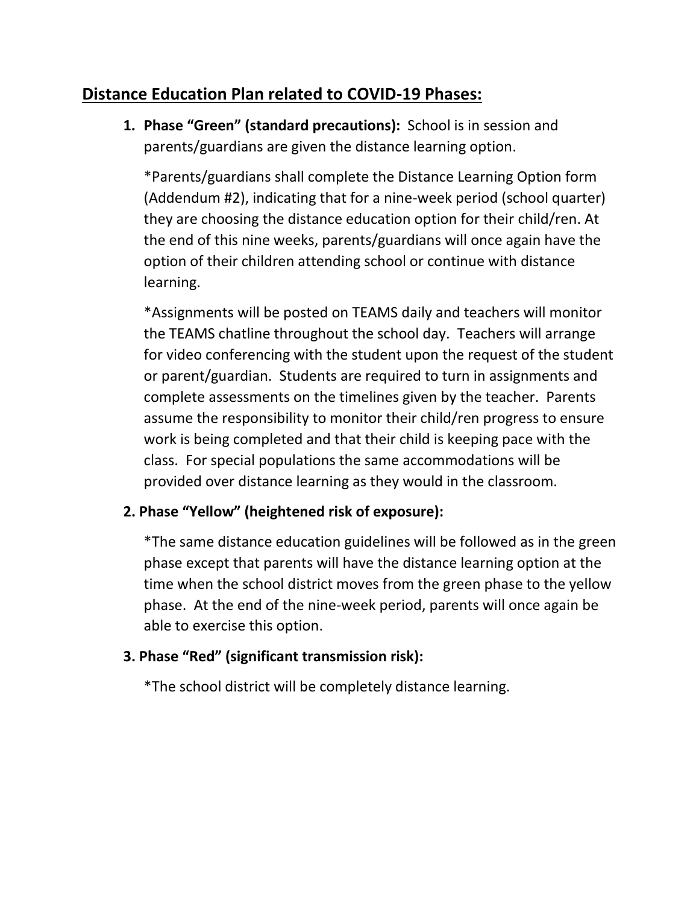## Distance Education Plan related to COVID-19 Phases:

1. **Phase "Green" (standard precautions):** School is in session and parents/guardians are given the distance learning option.

   *Parents/guardians shall complete the Distance Learning Option form (Addendum #2), indicating that for a nine-week period (school quarter) they are choosing the distance education option for their child/ren. At the end of this nine weeks, parents/guardians will once again have the option of their children attending school or continue with distance learning.

   *Assignments will be posted on TEAMS daily and teachers will monitor the TEAMS chatline throughout the school day. Teachers will arrange for video conferencing with the student upon the request of the student or parent/guardian. Students are required to turn in assignments and complete assessments on the timelines given by the teacher. Parents assume the responsibility to monitor their child/ren progress to ensure work is being completed and that their child is keeping pace with the class. For special populations the same accommodations will be provided over distance learning as they would in the classroom.

2. **Phase "Yellow" (heightened risk of exposure):**

   *The same distance education guidelines will be followed as in the green phase except that parents will have the distance learning option at the time when the school district moves from the green phase to the yellow phase. At the end of the nine-week period, parents will once again be able to exercise this option.

3. **Phase "Red" (significant transmission risk):**

   *The school district will be completely distance learning.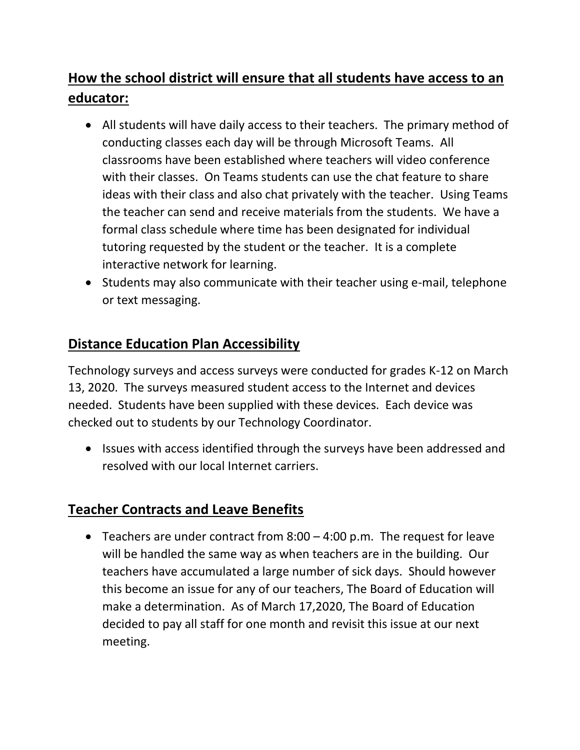## How the school district will ensure that all students have access to an educator:

- All students will have daily access to their teachers. The primary method of conducting classes each day will be through Microsoft Teams. All classrooms have been established where teachers will video conference with their classes. On Teams students can use the chat feature to share ideas with their class and also chat privately with the teacher. Using Teams the teacher can send and receive materials from the students. We have a formal class schedule where time has been designated for individual tutoring requested by the student or the teacher. It is a complete interactive network for learning.
- Students may also communicate with their teacher using e-mail, telephone or text messaging.

## Distance Education Plan Accessibility

Technology surveys and access surveys were conducted for grades K-12 on March 13, 2020. The surveys measured student access to the Internet and devices needed. Students have been supplied with these devices. Each device was checked out to students by our Technology Coordinator.

- Issues with access identified through the surveys have been addressed and resolved with our local Internet carriers.

## Teacher Contracts and Leave Benefits

- Teachers are under contract from 8:00 – 4:00 p.m. The request for leave will be handled the same way as when teachers are in the building. Our teachers have accumulated a large number of sick days. Should however this become an issue for any of our teachers, The Board of Education will make a determination. As of March 17,2020, The Board of Education decided to pay all staff for one month and revisit this issue at our next meeting.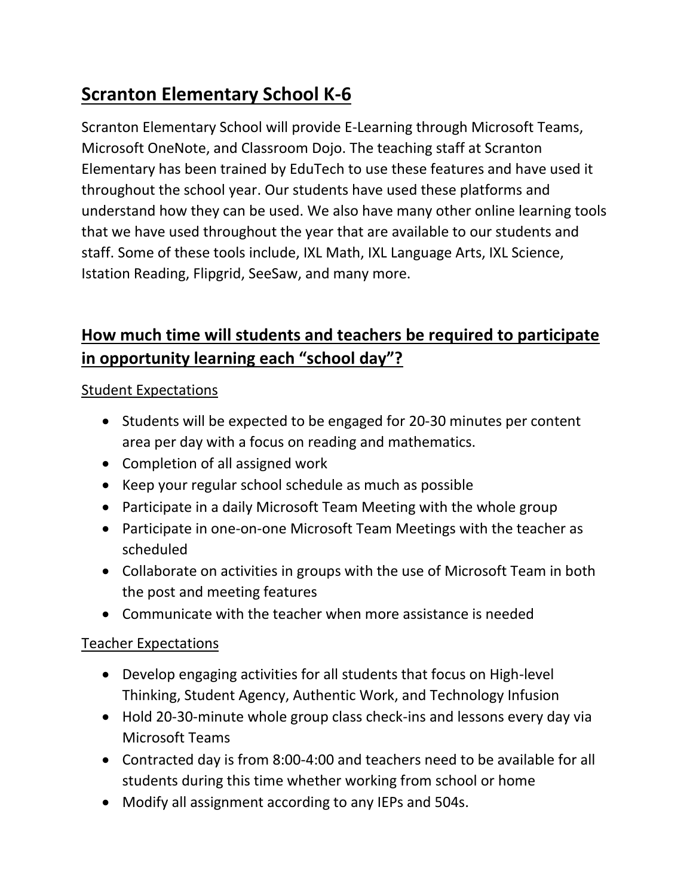# Scranton Elementary School K-6

Scranton Elementary School will provide E-Learning through Microsoft Teams, Microsoft OneNote, and Classroom Dojo. The teaching staff at Scranton Elementary has been trained by EduTech to use these features and have used it throughout the school year. Our students have used these platforms and understand how they can be used. We also have many other online learning tools that we have used throughout the year that are available to our students and staff. Some of these tools include, IXL Math, IXL Language Arts, IXL Science, Istation Reading, Flipgrid, SeeSaw, and many more.

## How much time will students and teachers be required to participate in opportunity learning each "school day"?

Student Expectations

- Students will be expected to be engaged for 20-30 minutes per content area per day with a focus on reading and mathematics.
- Completion of all assigned work
- Keep your regular school schedule as much as possible
- Participate in a daily Microsoft Team Meeting with the whole group
- Participate in one-on-one Microsoft Team Meetings with the teacher as scheduled
- Collaborate on activities in groups with the use of Microsoft Team in both the post and meeting features
- Communicate with the teacher when more assistance is needed

Teacher Expectations

- Develop engaging activities for all students that focus on High-level Thinking, Student Agency, Authentic Work, and Technology Infusion
- Hold 20-30-minute whole group class check-ins and lessons every day via Microsoft Teams
- Contracted day is from 8:00-4:00 and teachers need to be available for all students during this time whether working from school or home
- Modify all assignment according to any IEPs and 504s.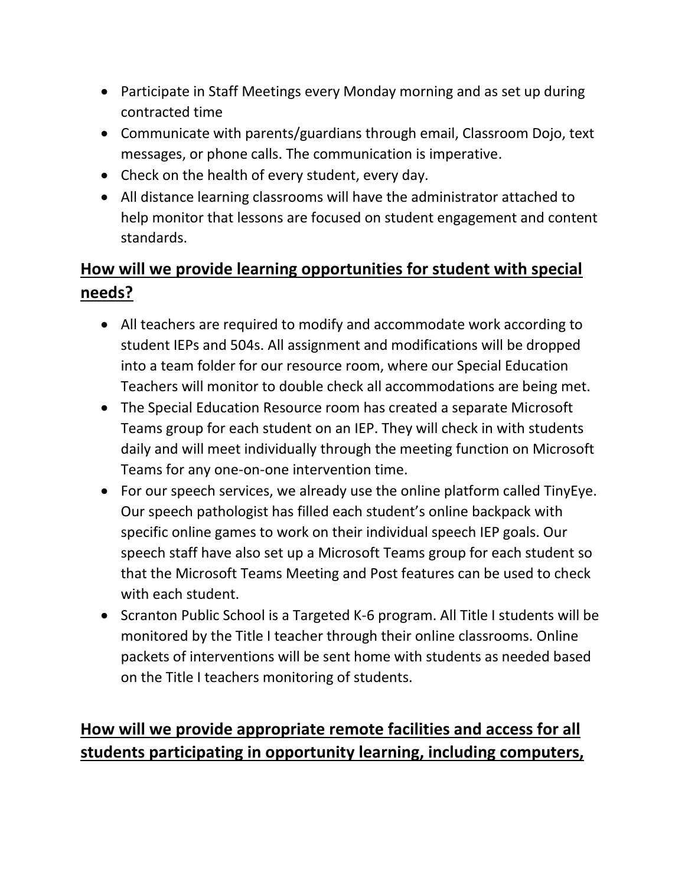- Participate in Staff Meetings every Monday morning and as set up during contracted time
- Communicate with parents/guardians through email, Classroom Dojo, text messages, or phone calls. The communication is imperative.
- Check on the health of every student, every day.
- All distance learning classrooms will have the administrator attached to help monitor that lessons are focused on student engagement and content standards.

## How will we provide learning opportunities for student with special needs?

- All teachers are required to modify and accommodate work according to student IEPs and 504s. All assignment and modifications will be dropped into a team folder for our resource room, where our Special Education Teachers will monitor to double check all accommodations are being met.
- The Special Education Resource room has created a separate Microsoft Teams group for each student on an IEP. They will check in with students daily and will meet individually through the meeting function on Microsoft Teams for any one-on-one intervention time.
- For our speech services, we already use the online platform called TinyEye. Our speech pathologist has filled each student's online backpack with specific online games to work on their individual speech IEP goals. Our speech staff have also set up a Microsoft Teams group for each student so that the Microsoft Teams Meeting and Post features can be used to check with each student.
- Scranton Public School is a Targeted K-6 program. All Title I students will be monitored by the Title I teacher through their online classrooms. Online packets of interventions will be sent home with students as needed based on the Title I teachers monitoring of students.

## How will we provide appropriate remote facilities and access for all students participating in opportunity learning, including computers,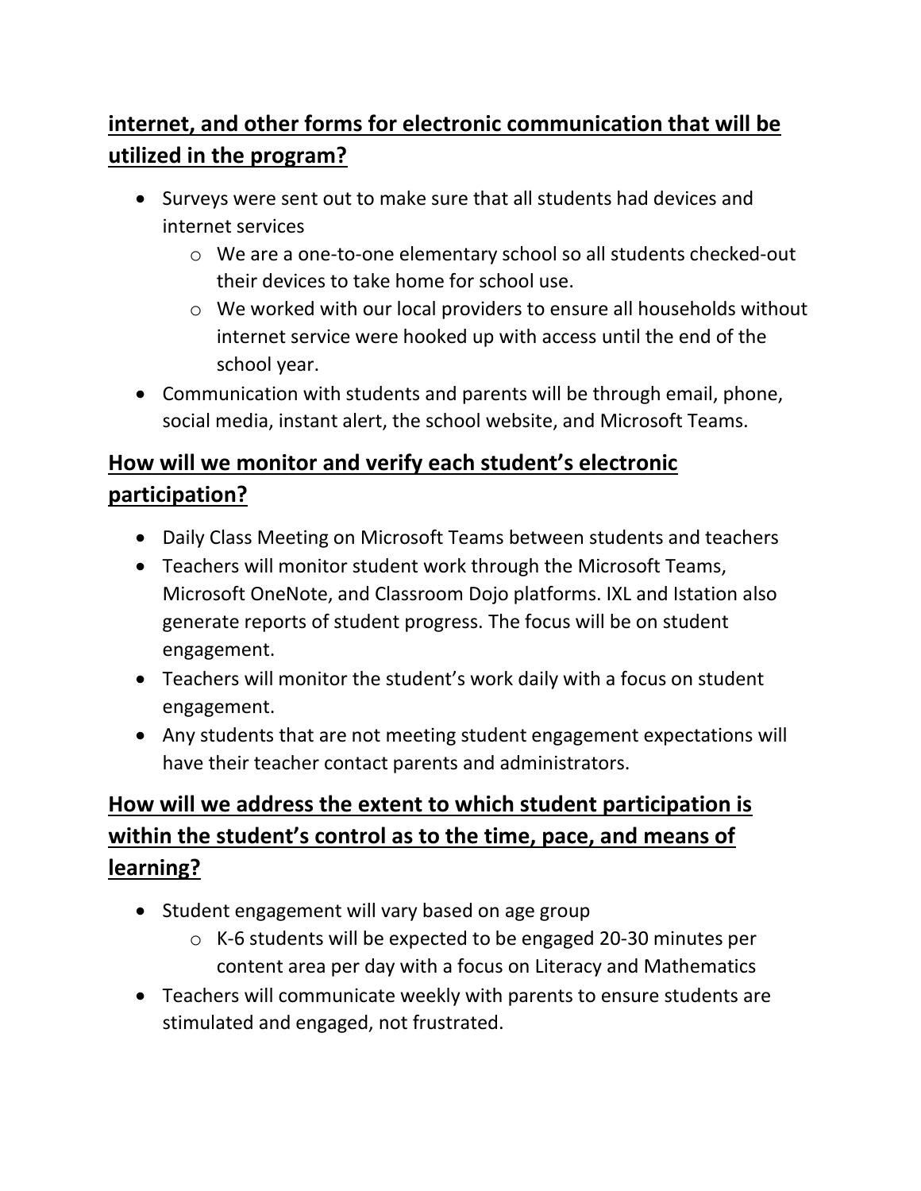## internet, and other forms for electronic communication that will be utilized in the program?

- Surveys were sent out to make sure that all students had devices and internet services
  - We are a one-to-one elementary school so all students checked-out their devices to take home for school use.
  - We worked with our local providers to ensure all households without internet service were hooked up with access until the end of the school year.
- Communication with students and parents will be through email, phone, social media, instant alert, the school website, and Microsoft Teams.

## How will we monitor and verify each student's electronic participation?

- Daily Class Meeting on Microsoft Teams between students and teachers
- Teachers will monitor student work through the Microsoft Teams, Microsoft OneNote, and Classroom Dojo platforms. IXL and Istation also generate reports of student progress. The focus will be on student engagement.
- Teachers will monitor the student's work daily with a focus on student engagement.
- Any students that are not meeting student engagement expectations will have their teacher contact parents and administrators.

## How will we address the extent to which student participation is within the student's control as to the time, pace, and means of learning?

- Student engagement will vary based on age group
  - K-6 students will be expected to be engaged 20-30 minutes per content area per day with a focus on Literacy and Mathematics
- Teachers will communicate weekly with parents to ensure students are stimulated and engaged, not frustrated.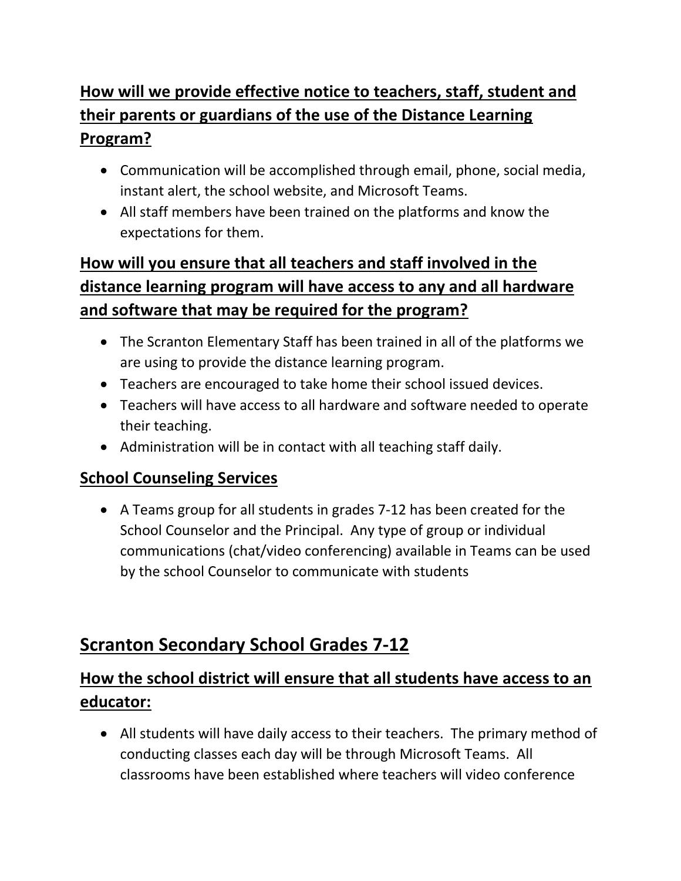### **How will we provide effective notice to teachers, staff, student and their parents or guardians of the use of the Distance Learning Program?**

- Communication will be accomplished through email, phone, social media, instant alert, the school website, and Microsoft Teams.
- All staff members have been trained on the platforms and know the expectations for them.

### **How will you ensure that all teachers and staff involved in the distance learning program will have access to any and all hardware and software that may be required for the program?**

- The Scranton Elementary Staff has been trained in all of the platforms we are using to provide the distance learning program.
- Teachers are encouraged to take home their school issued devices.
- Teachers will have access to all hardware and software needed to operate their teaching.
- Administration will be in contact with all teaching staff daily.

### **School Counseling Services**

- A Teams group for all students in grades 7-12 has been created for the School Counselor and the Principal. Any type of group or individual communications (chat/video conferencing) available in Teams can be used by the school Counselor to communicate with students

## **Scranton Secondary School Grades 7-12**

### **How the school district will ensure that all students have access to an educator:**

- All students will have daily access to their teachers. The primary method of conducting classes each day will be through Microsoft Teams. All classrooms have been established where teachers will video conference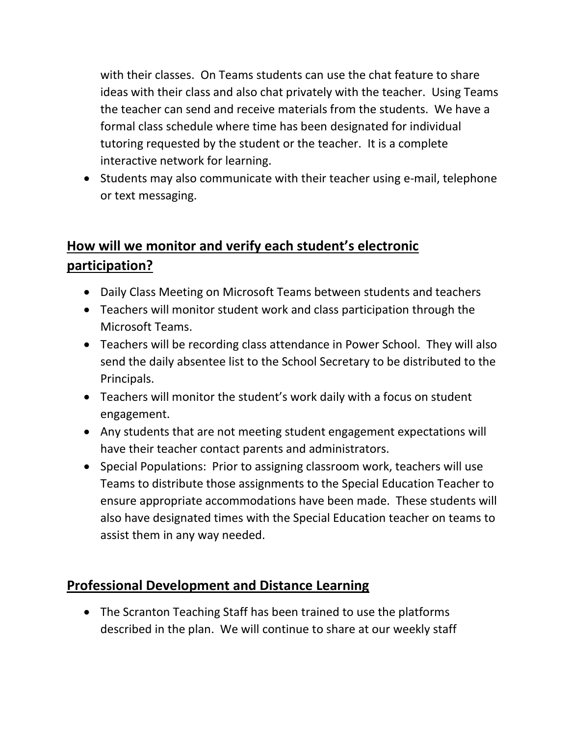with their classes. On Teams students can use the chat feature to share ideas with their class and also chat privately with the teacher. Using Teams the teacher can send and receive materials from the students. We have a formal class schedule where time has been designated for individual tutoring requested by the student or the teacher. It is a complete interactive network for learning.

- Students may also communicate with their teacher using e-mail, telephone or text messaging.

## **How will we monitor and verify each student's electronic participation?**

- Daily Class Meeting on Microsoft Teams between students and teachers
- Teachers will monitor student work and class participation through the Microsoft Teams.
- Teachers will be recording class attendance in Power School. They will also send the daily absentee list to the School Secretary to be distributed to the Principals.
- Teachers will monitor the student's work daily with a focus on student engagement.
- Any students that are not meeting student engagement expectations will have their teacher contact parents and administrators.
- Special Populations: Prior to assigning classroom work, teachers will use Teams to distribute those assignments to the Special Education Teacher to ensure appropriate accommodations have been made. These students will also have designated times with the Special Education teacher on teams to assist them in any way needed.

## **Professional Development and Distance Learning**

- The Scranton Teaching Staff has been trained to use the platforms described in the plan. We will continue to share at our weekly staff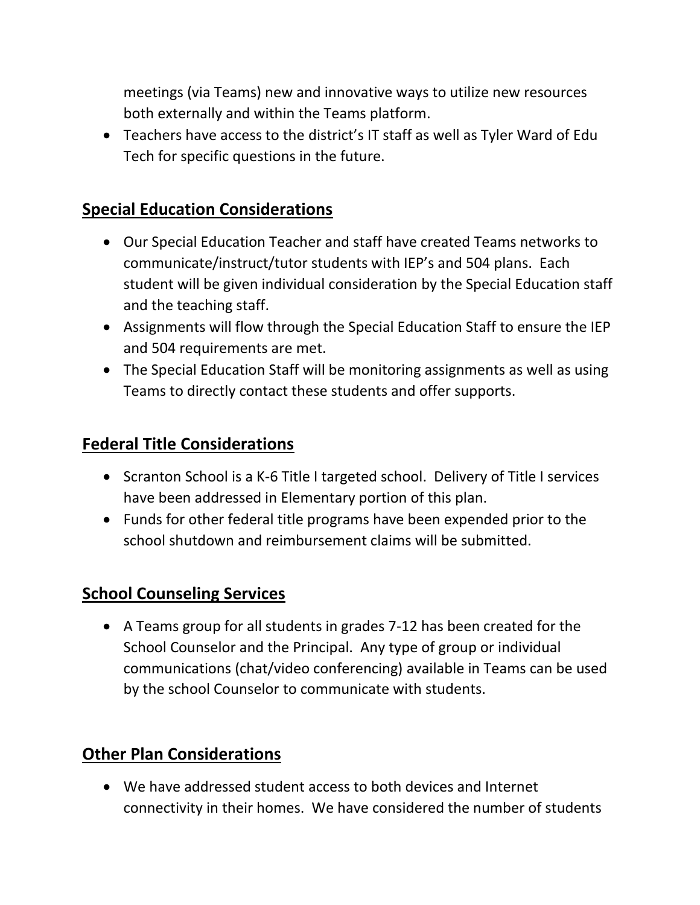meetings (via Teams) new and innovative ways to utilize new resources both externally and within the Teams platform.

- Teachers have access to the district's IT staff as well as Tyler Ward of Edu Tech for specific questions in the future.

## Special Education Considerations

- Our Special Education Teacher and staff have created Teams networks to communicate/instruct/tutor students with IEP's and 504 plans. Each student will be given individual consideration by the Special Education staff and the teaching staff.
- Assignments will flow through the Special Education Staff to ensure the IEP and 504 requirements are met.
- The Special Education Staff will be monitoring assignments as well as using Teams to directly contact these students and offer supports.

## Federal Title Considerations

- Scranton School is a K-6 Title I targeted school. Delivery of Title I services have been addressed in Elementary portion of this plan.
- Funds for other federal title programs have been expended prior to the school shutdown and reimbursement claims will be submitted.

## School Counseling Services

- A Teams group for all students in grades 7-12 has been created for the School Counselor and the Principal. Any type of group or individual communications (chat/video conferencing) available in Teams can be used by the school Counselor to communicate with students.

## Other Plan Considerations

- We have addressed student access to both devices and Internet connectivity in their homes. We have considered the number of students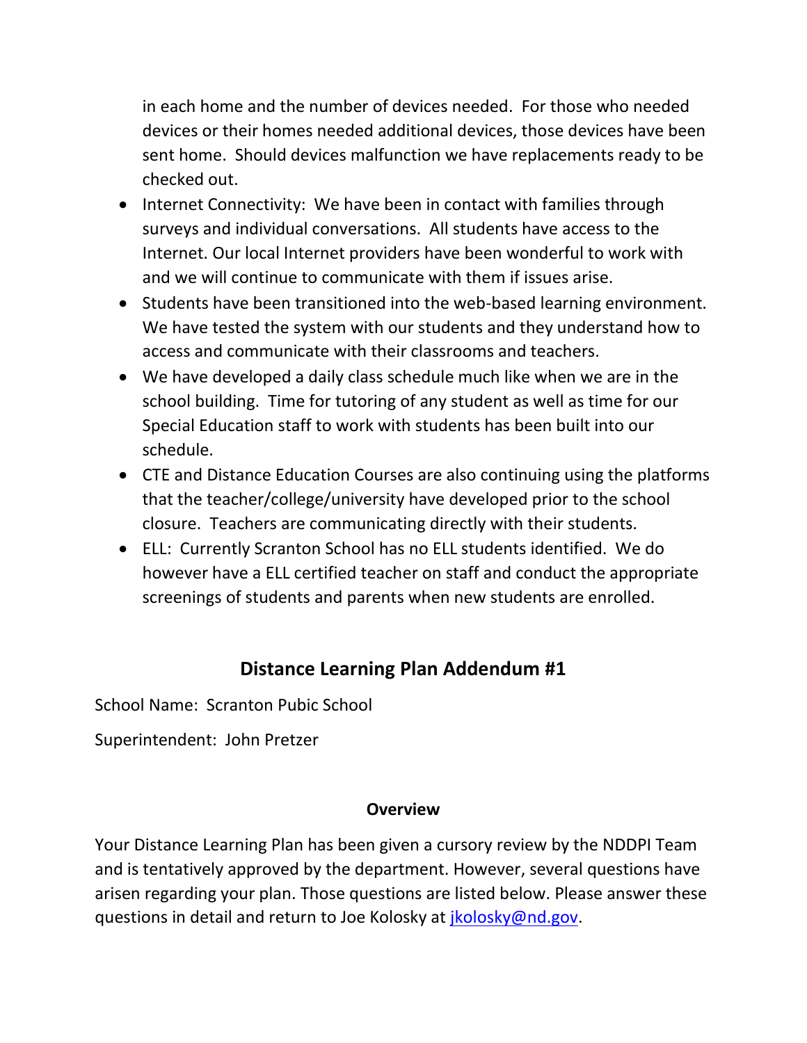in each home and the number of devices needed. For those who needed devices or their homes needed additional devices, those devices have been sent home. Should devices malfunction we have replacements ready to be checked out.

- Internet Connectivity: We have been in contact with families through surveys and individual conversations. All students have access to the Internet. Our local Internet providers have been wonderful to work with and we will continue to communicate with them if issues arise.
- Students have been transitioned into the web-based learning environment. We have tested the system with our students and they understand how to access and communicate with their classrooms and teachers.
- We have developed a daily class schedule much like when we are in the school building. Time for tutoring of any student as well as time for our Special Education staff to work with students has been built into our schedule.
- CTE and Distance Education Courses are also continuing using the platforms that the teacher/college/university have developed prior to the school closure. Teachers are communicating directly with their students.
- ELL: Currently Scranton School has no ELL students identified. We do however have a ELL certified teacher on staff and conduct the appropriate screenings of students and parents when new students are enrolled.

## Distance Learning Plan Addendum #1

School Name: Scranton Pubic School

Superintendent: John Pretzer

### Overview

Your Distance Learning Plan has been given a cursory review by the NDDPI Team and is tentatively approved by the department. However, several questions have arisen regarding your plan. Those questions are listed below. Please answer these questions in detail and return to Joe Kolosky at jkolosky@nd.gov.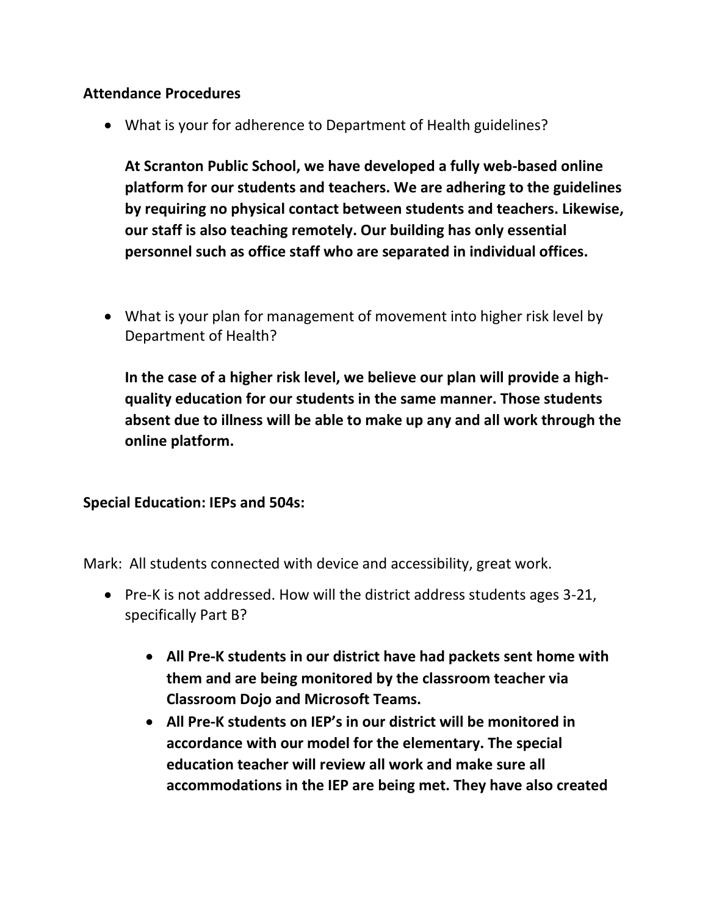**Attendance Procedures**

- What is your for adherence to Department of Health guidelines?

  **At Scranton Public School, we have developed a fully web-based online platform for our students and teachers. We are adhering to the guidelines by requiring no physical contact between students and teachers. Likewise, our staff is also teaching remotely. Our building has only essential personnel such as office staff who are separated in individual offices.**

- What is your plan for management of movement into higher risk level by Department of Health?

  **In the case of a higher risk level, we believe our plan will provide a high-quality education for our students in the same manner. Those students absent due to illness will be able to make up any and all work through the online platform.**

**Special Education: IEPs and 504s:**

Mark: All students connected with device and accessibility, great work.

- Pre-K is not addressed. How will the district address students ages 3-21, specifically Part B?

  - **All Pre-K students in our district have had packets sent home with them and are being monitored by the classroom teacher via Classroom Dojo and Microsoft Teams.**
  - **All Pre-K students on IEP's in our district will be monitored in accordance with our model for the elementary. The special education teacher will review all work and make sure all accommodations in the IEP are being met. They have also created**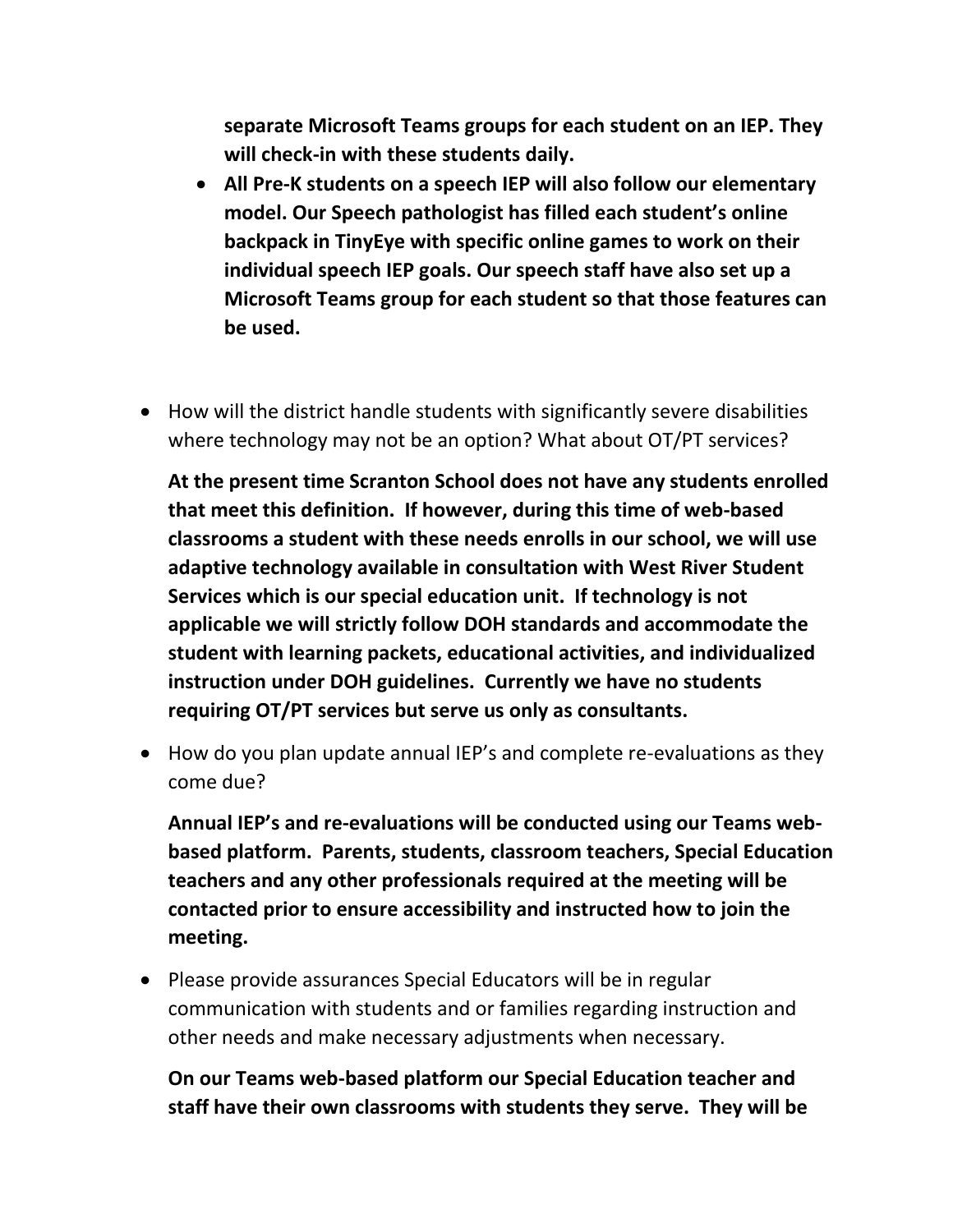**separate Microsoft Teams groups for each student on an IEP. They will check-in with these students daily.**

- **All Pre-K students on a speech IEP will also follow our elementary model. Our Speech pathologist has filled each student's online backpack in TinyEye with specific online games to work on their individual speech IEP goals. Our speech staff have also set up a Microsoft Teams group for each student so that those features can be used.**

- How will the district handle students with significantly severe disabilities where technology may not be an option? What about OT/PT services?

  **At the present time Scranton School does not have any students enrolled that meet this definition. If however, during this time of web-based classrooms a student with these needs enrolls in our school, we will use adaptive technology available in consultation with West River Student Services which is our special education unit. If technology is not applicable we will strictly follow DOH standards and accommodate the student with learning packets, educational activities, and individualized instruction under DOH guidelines. Currently we have no students requiring OT/PT services but serve us only as consultants.**

- How do you plan update annual IEP's and complete re-evaluations as they come due?

  **Annual IEP's and re-evaluations will be conducted using our Teams web-based platform. Parents, students, classroom teachers, Special Education teachers and any other professionals required at the meeting will be contacted prior to ensure accessibility and instructed how to join the meeting.**

- Please provide assurances Special Educators will be in regular communication with students and or families regarding instruction and other needs and make necessary adjustments when necessary.

  **On our Teams web-based platform our Special Education teacher and staff have their own classrooms with students they serve. They will be**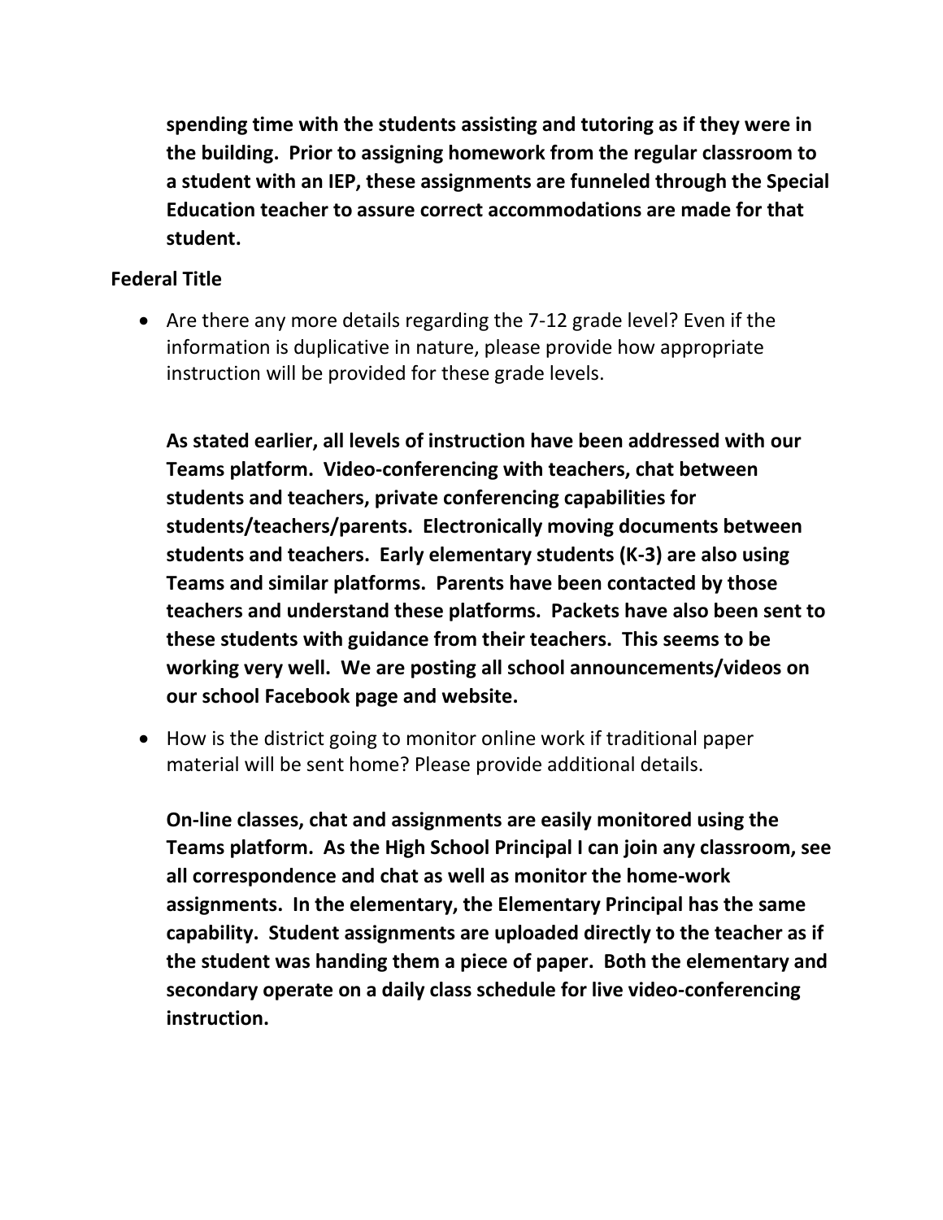**spending time with the students assisting and tutoring as if they were in the building. Prior to assigning homework from the regular classroom to a student with an IEP, these assignments are funneled through the Special Education teacher to assure correct accommodations are made for that student.**

**Federal Title**

- Are there any more details regarding the 7-12 grade level? Even if the information is duplicative in nature, please provide how appropriate instruction will be provided for these grade levels.

  **As stated earlier, all levels of instruction have been addressed with our Teams platform. Video-conferencing with teachers, chat between students and teachers, private conferencing capabilities for students/teachers/parents. Electronically moving documents between students and teachers. Early elementary students (K-3) are also using Teams and similar platforms. Parents have been contacted by those teachers and understand these platforms. Packets have also been sent to these students with guidance from their teachers. This seems to be working very well. We are posting all school announcements/videos on our school Facebook page and website.**

- How is the district going to monitor online work if traditional paper material will be sent home? Please provide additional details.

  **On-line classes, chat and assignments are easily monitored using the Teams platform. As the High School Principal I can join any classroom, see all correspondence and chat as well as monitor the home-work assignments. In the elementary, the Elementary Principal has the same capability. Student assignments are uploaded directly to the teacher as if the student was handing them a piece of paper. Both the elementary and secondary operate on a daily class schedule for live video-conferencing instruction.**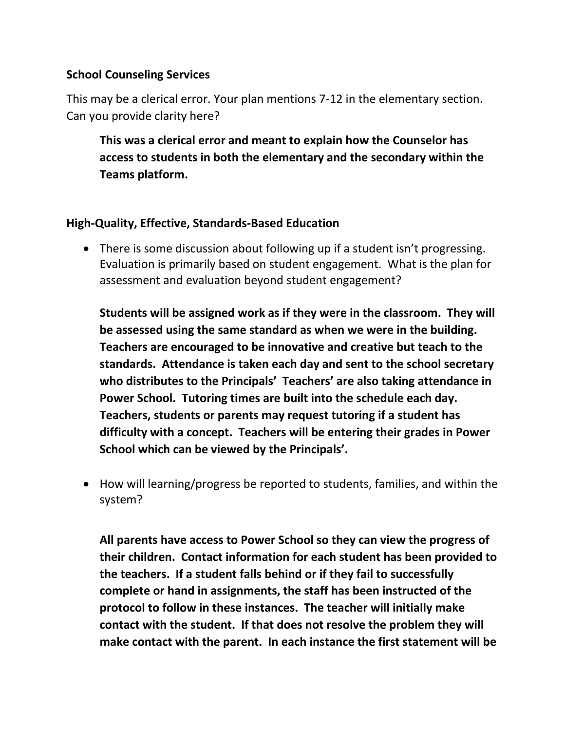**School Counseling Services**

This may be a clerical error. Your plan mentions 7-12 in the elementary section. Can you provide clarity here?

> **This was a clerical error and meant to explain how the Counselor has access to students in both the elementary and the secondary within the Teams platform.**

**High-Quality, Effective, Standards-Based Education**

- There is some discussion about following up if a student isn't progressing. Evaluation is primarily based on student engagement. What is the plan for assessment and evaluation beyond student engagement?

  **Students will be assigned work as if they were in the classroom. They will be assessed using the same standard as when we were in the building. Teachers are encouraged to be innovative and creative but teach to the standards. Attendance is taken each day and sent to the school secretary who distributes to the Principals' Teachers' are also taking attendance in Power School. Tutoring times are built into the schedule each day. Teachers, students or parents may request tutoring if a student has difficulty with a concept. Teachers will be entering their grades in Power School which can be viewed by the Principals'.**

- How will learning/progress be reported to students, families, and within the system?

  **All parents have access to Power School so they can view the progress of their children. Contact information for each student has been provided to the teachers. If a student falls behind or if they fail to successfully complete or hand in assignments, the staff has been instructed of the protocol to follow in these instances. The teacher will initially make contact with the student. If that does not resolve the problem they will make contact with the parent. In each instance the first statement will be**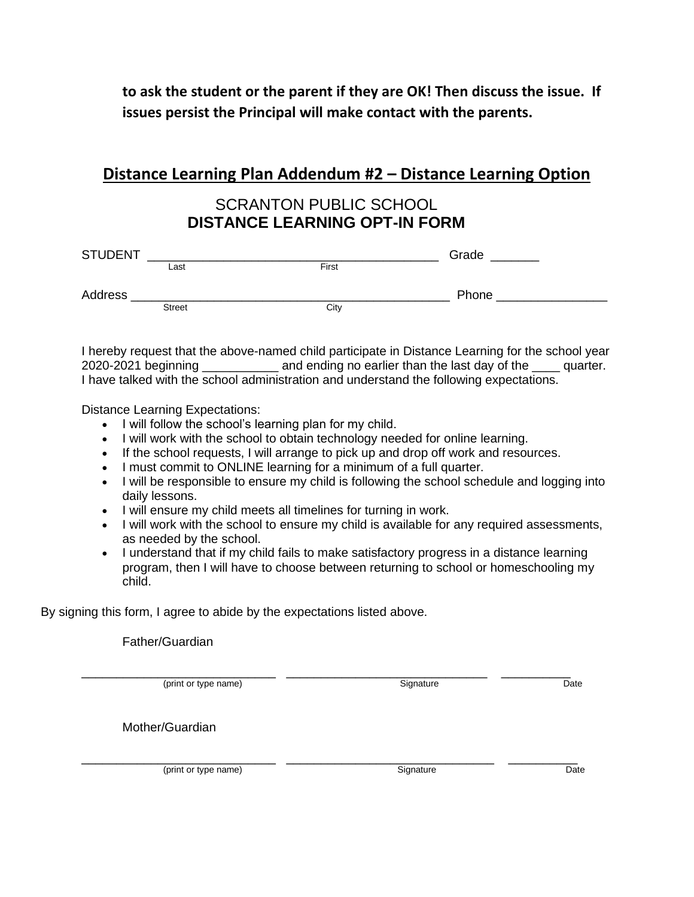**to ask the student or the parent if they are OK! Then discuss the issue. If issues persist the Principal will make contact with the parents.**

## Distance Learning Plan Addendum #2 – Distance Learning Option

SCRANTON PUBLIC SCHOOL
**DISTANCE LEARNING OPT-IN FORM**

STUDENT ________________________________________ Grade _______
Last First

Address ____________________________________________ Phone ________________
Street City

I hereby request that the above-named child participate in Distance Learning for the school year 2020-2021 beginning ___________ and ending no earlier than the last day of the ____ quarter. I have talked with the school administration and understand the following expectations.

Distance Learning Expectations:

- I will follow the school's learning plan for my child.
- I will work with the school to obtain technology needed for online learning.
- If the school requests, I will arrange to pick up and drop off work and resources.
- I must commit to ONLINE learning for a minimum of a full quarter.
- I will be responsible to ensure my child is following the school schedule and logging into daily lessons.
- I will ensure my child meets all timelines for turning in work.
- I will work with the school to ensure my child is available for any required assessments, as needed by the school.
- I understand that if my child fails to make satisfactory progress in a distance learning program, then I will have to choose between returning to school or homeschooling my child.

By signing this form, I agree to abide by the expectations listed above.

Father/Guardian

_____________________________ _____________________________ __________
(print or type name) Signature Date

Mother/Guardian

_____________________________ _____________________________ __________
(print or type name) Signature Date